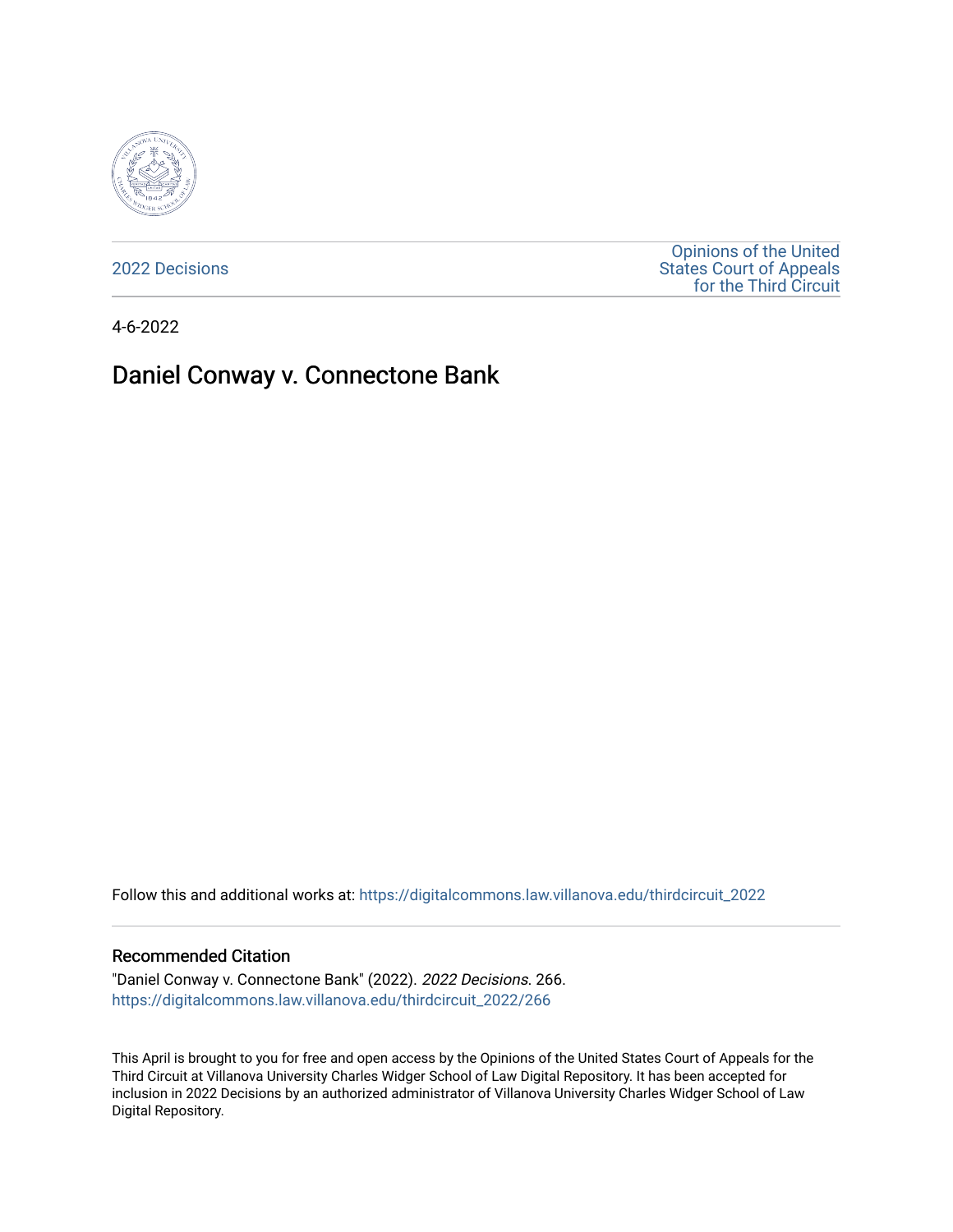2022 Decisions

Opinions of the United States Court of Appeals for the Third Circuit

4-6-2022

# Daniel Conway v. Connectone Bank

Follow this and additional works at: https://digitalcommons.law.villanova.edu/thirdcircuit_2022

## Recommended Citation

"Daniel Conway v. Connectone Bank" (2022). *2022 Decisions*. 266.
https://digitalcommons.law.villanova.edu/thirdcircuit_2022/266

This April is brought to you for free and open access by the Opinions of the United States Court of Appeals for the Third Circuit at Villanova University Charles Widger School of Law Digital Repository. It has been accepted for inclusion in 2022 Decisions by an authorized administrator of Villanova University Charles Widger School of Law Digital Repository.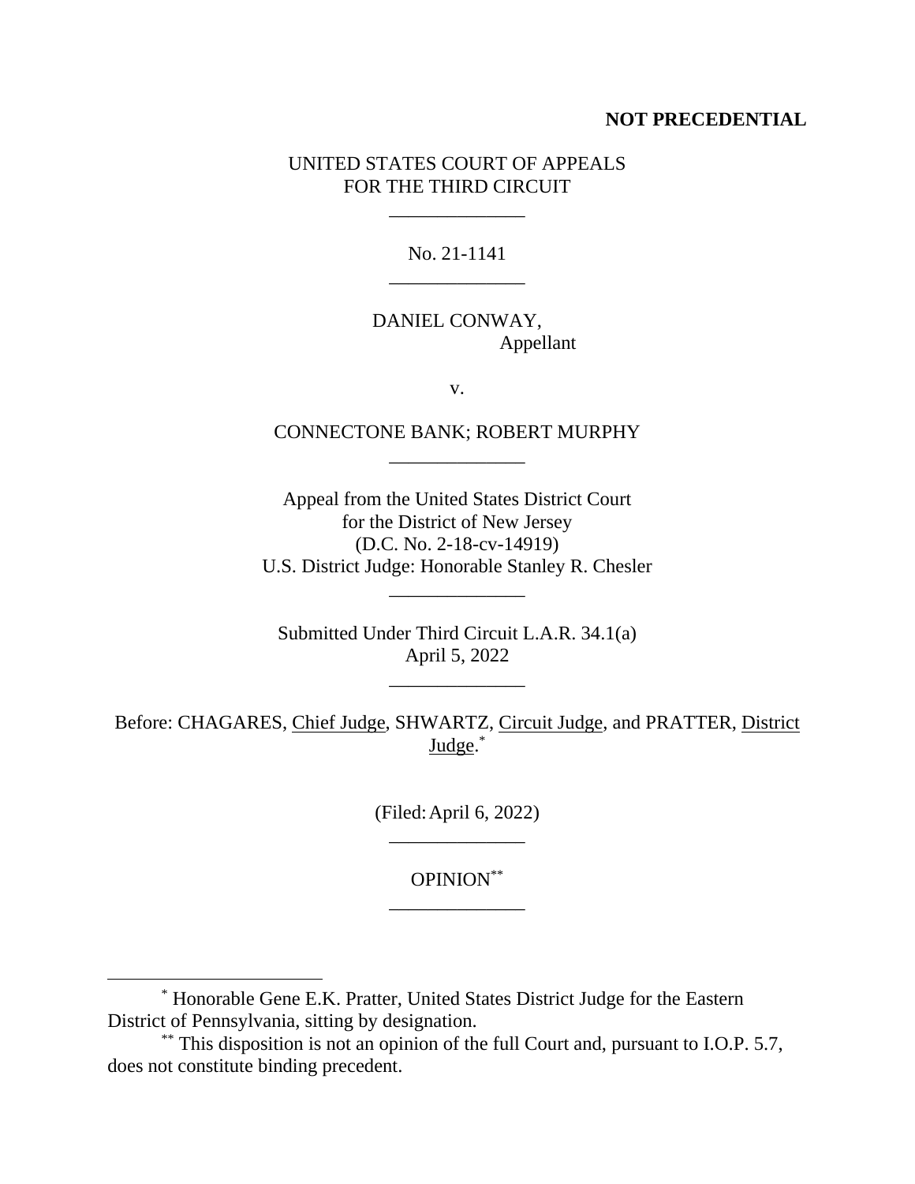**NOT PRECEDENTIAL**

UNITED STATES COURT OF APPEALS
FOR THE THIRD CIRCUIT

\_\_\_\_\_\_\_\_\_\_\_\_\_\_

No. 21-1141

\_\_\_\_\_\_\_\_\_\_\_\_\_\_

DANIEL CONWAY,
Appellant

v.

CONNECTONE BANK; ROBERT MURPHY

\_\_\_\_\_\_\_\_\_\_\_\_\_\_

Appeal from the United States District Court
for the District of New Jersey
(D.C. No. 2-18-cv-14919)
U.S. District Judge: Honorable Stanley R. Chesler

\_\_\_\_\_\_\_\_\_\_\_\_\_\_

Submitted Under Third Circuit L.A.R. 34.1(a)
April 5, 2022

\_\_\_\_\_\_\_\_\_\_\_\_\_\_

Before: CHAGARES, Chief Judge, SHWARTZ, Circuit Judge, and PRATTER, District Judge.[*]

(Filed: April 6, 2022)

\_\_\_\_\_\_\_\_\_\_\_\_\_\_

OPINION[**]

\_\_\_\_\_\_\_\_\_\_\_\_\_\_

[*] Honorable Gene E.K. Pratter, United States District Judge for the Eastern District of Pennsylvania, sitting by designation.

[**] This disposition is not an opinion of the full Court and, pursuant to I.O.P. 5.7, does not constitute binding precedent.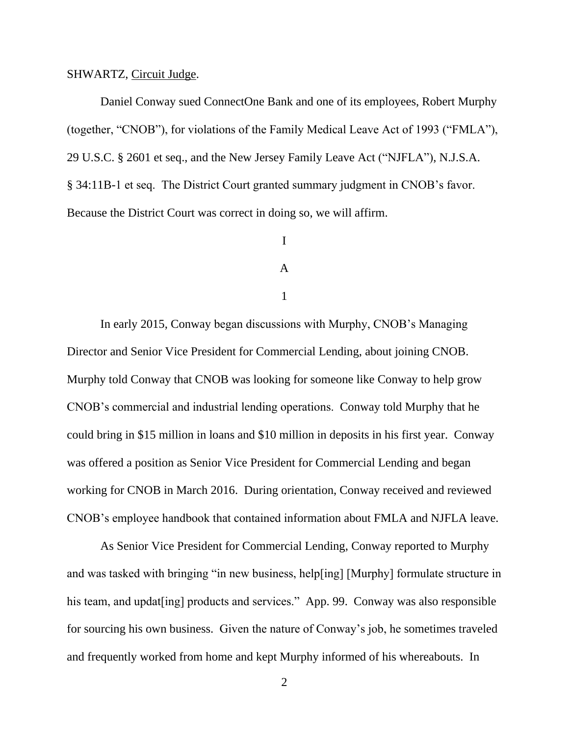SHWARTZ, Circuit Judge.

Daniel Conway sued ConnectOne Bank and one of its employees, Robert Murphy (together, "CNOB"), for violations of the Family Medical Leave Act of 1993 ("FMLA"), 29 U.S.C. § 2601 et seq., and the New Jersey Family Leave Act ("NJFLA"), N.J.S.A. § 34:11B-1 et seq. The District Court granted summary judgment in CNOB's favor. Because the District Court was correct in doing so, we will affirm.

# I

## A

### 1

In early 2015, Conway began discussions with Murphy, CNOB's Managing Director and Senior Vice President for Commercial Lending, about joining CNOB. Murphy told Conway that CNOB was looking for someone like Conway to help grow CNOB's commercial and industrial lending operations. Conway told Murphy that he could bring in $15 million in loans and $10 million in deposits in his first year. Conway was offered a position as Senior Vice President for Commercial Lending and began working for CNOB in March 2016. During orientation, Conway received and reviewed CNOB's employee handbook that contained information about FMLA and NJFLA leave.

As Senior Vice President for Commercial Lending, Conway reported to Murphy and was tasked with bringing "in new business, help[ing] [Murphy] formulate structure in his team, and updat[ing] products and services." App. 99. Conway was also responsible for sourcing his own business. Given the nature of Conway's job, he sometimes traveled and frequently worked from home and kept Murphy informed of his whereabouts. In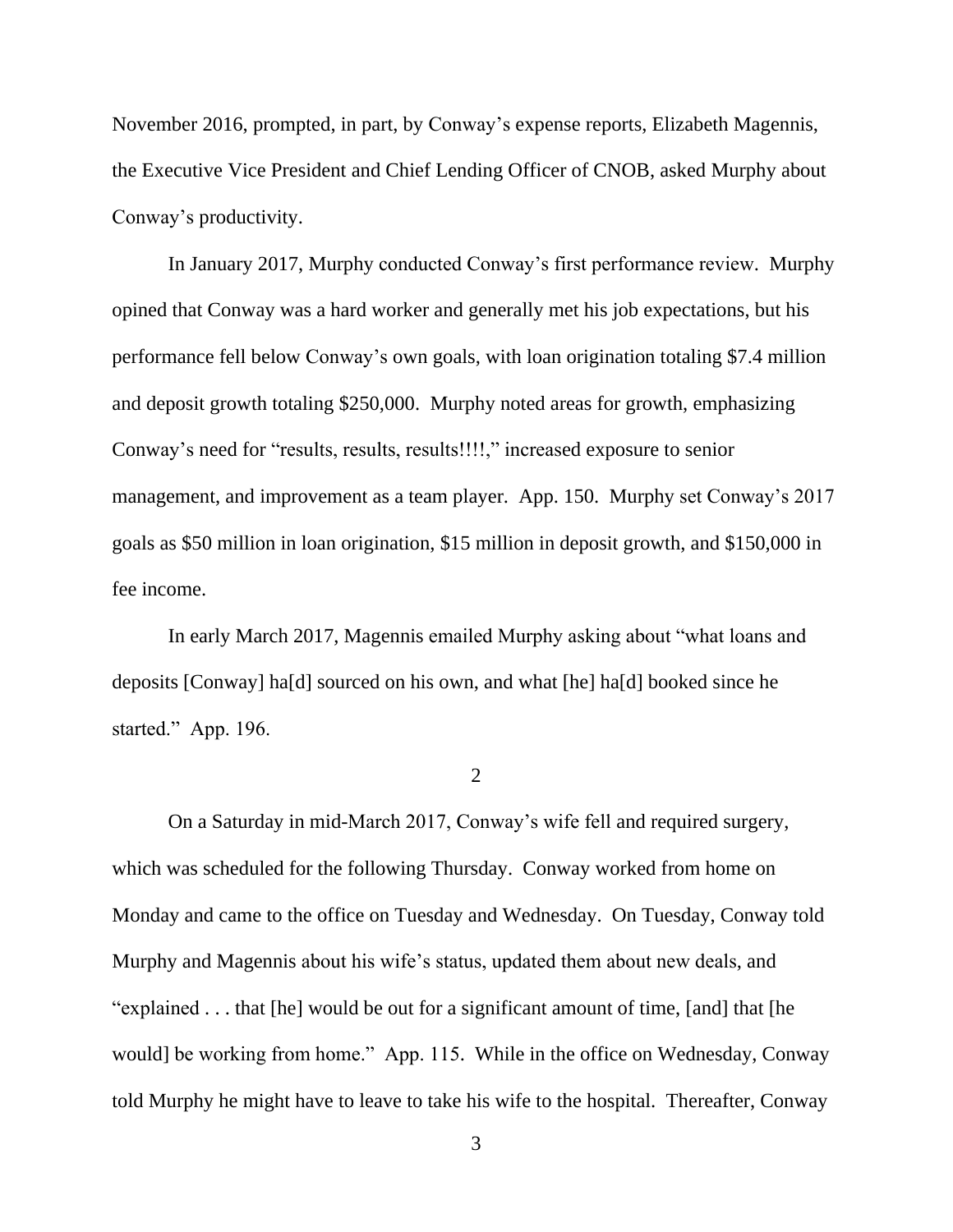November 2016, prompted, in part, by Conway's expense reports, Elizabeth Magennis, the Executive Vice President and Chief Lending Officer of CNOB, asked Murphy about Conway's productivity.

In January 2017, Murphy conducted Conway's first performance review. Murphy opined that Conway was a hard worker and generally met his job expectations, but his performance fell below Conway's own goals, with loan origination totaling \$7.4 million and deposit growth totaling \$250,000. Murphy noted areas for growth, emphasizing Conway's need for "results, results, results!!!!," increased exposure to senior management, and improvement as a team player. App. 150. Murphy set Conway's 2017 goals as \$50 million in loan origination, \$15 million in deposit growth, and \$150,000 in fee income.

In early March 2017, Magennis emailed Murphy asking about "what loans and deposits [Conway] ha[d] sourced on his own, and what [he] ha[d] booked since he started." App. 196.

2

On a Saturday in mid-March 2017, Conway's wife fell and required surgery, which was scheduled for the following Thursday. Conway worked from home on Monday and came to the office on Tuesday and Wednesday. On Tuesday, Conway told Murphy and Magennis about his wife's status, updated them about new deals, and "explained . . . that [he] would be out for a significant amount of time, [and] that [he would] be working from home." App. 115. While in the office on Wednesday, Conway told Murphy he might have to leave to take his wife to the hospital. Thereafter, Conway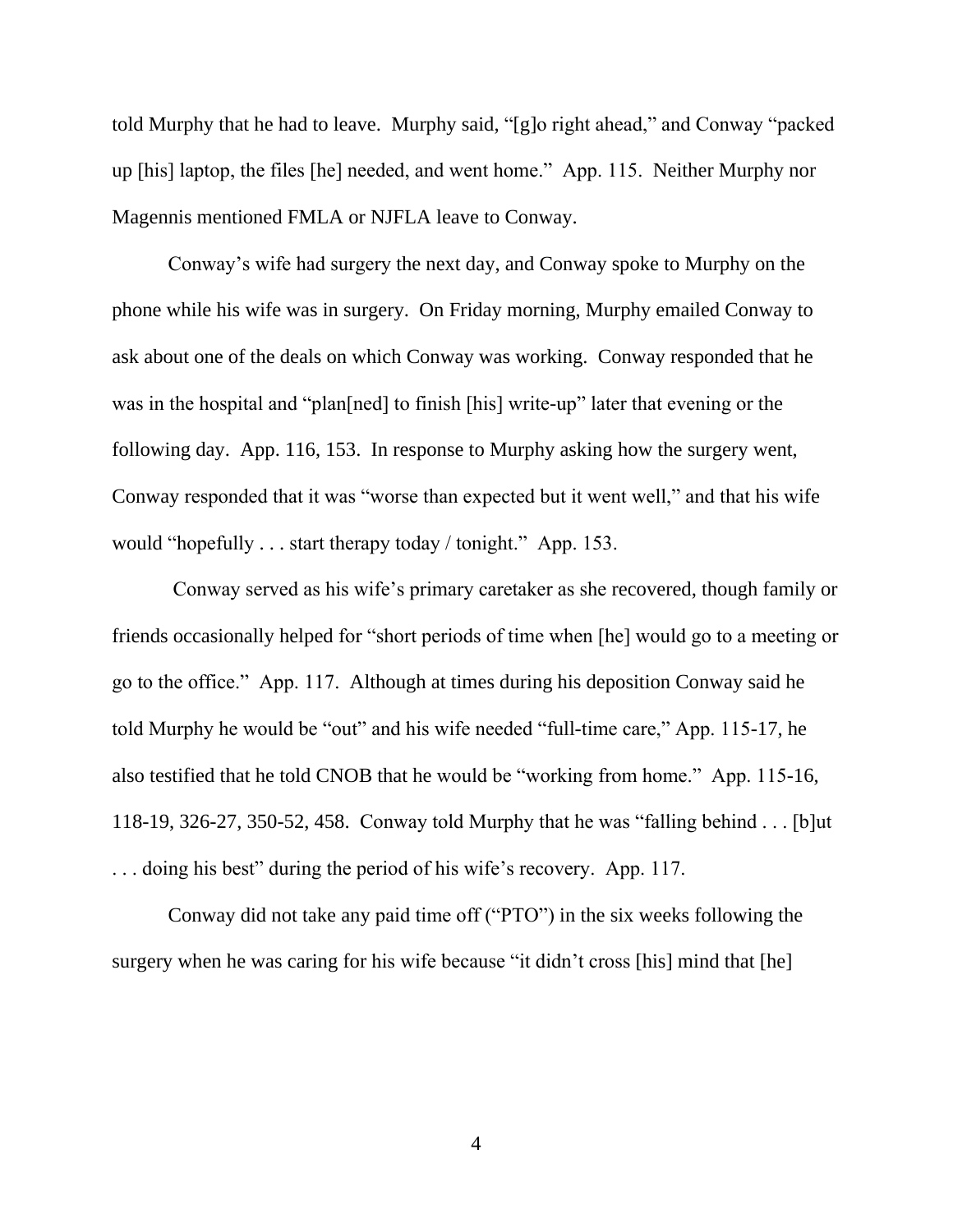told Murphy that he had to leave. Murphy said, "[g]o right ahead," and Conway "packed up [his] laptop, the files [he] needed, and went home." App. 115. Neither Murphy nor Magennis mentioned FMLA or NJFLA leave to Conway.

Conway's wife had surgery the next day, and Conway spoke to Murphy on the phone while his wife was in surgery. On Friday morning, Murphy emailed Conway to ask about one of the deals on which Conway was working. Conway responded that he was in the hospital and "plan[ned] to finish [his] write-up" later that evening or the following day. App. 116, 153. In response to Murphy asking how the surgery went, Conway responded that it was "worse than expected but it went well," and that his wife would "hopefully . . . start therapy today / tonight." App. 153.

Conway served as his wife's primary caretaker as she recovered, though family or friends occasionally helped for "short periods of time when [he] would go to a meeting or go to the office." App. 117. Although at times during his deposition Conway said he told Murphy he would be "out" and his wife needed "full-time care," App. 115-17, he also testified that he told CNOB that he would be "working from home." App. 115-16, 118-19, 326-27, 350-52, 458. Conway told Murphy that he was "falling behind . . . [b]ut . . . doing his best" during the period of his wife's recovery. App. 117.

Conway did not take any paid time off ("PTO") in the six weeks following the surgery when he was caring for his wife because "it didn't cross [his] mind that [he]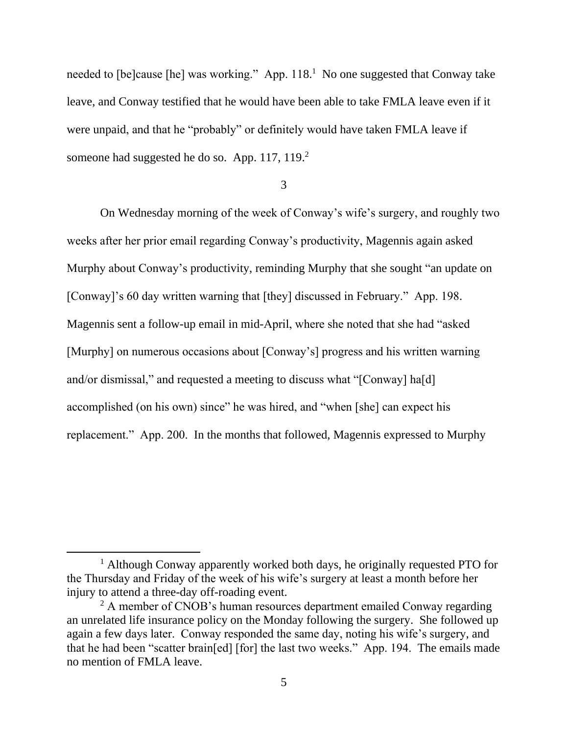needed to [be]cause [he] was working." App. 118.[1] No one suggested that Conway take leave, and Conway testified that he would have been able to take FMLA leave even if it were unpaid, and that he "probably" or definitely would have taken FMLA leave if someone had suggested he do so. App. 117, 119.[2]

3

On Wednesday morning of the week of Conway's wife's surgery, and roughly two weeks after her prior email regarding Conway's productivity, Magennis again asked Murphy about Conway's productivity, reminding Murphy that she sought "an update on [Conway]'s 60 day written warning that [they] discussed in February." App. 198. Magennis sent a follow-up email in mid-April, where she noted that she had "asked [Murphy] on numerous occasions about [Conway's] progress and his written warning and/or dismissal," and requested a meeting to discuss what "[Conway] ha[d] accomplished (on his own) since" he was hired, and "when [she] can expect his replacement." App. 200. In the months that followed, Magennis expressed to Murphy

---

[1] Although Conway apparently worked both days, he originally requested PTO for the Thursday and Friday of the week of his wife's surgery at least a month before her injury to attend a three-day off-roading event.

[2] A member of CNOB's human resources department emailed Conway regarding an unrelated life insurance policy on the Monday following the surgery. She followed up again a few days later. Conway responded the same day, noting his wife's surgery, and that he had been "scatter brain[ed] [for] the last two weeks." App. 194. The emails made no mention of FMLA leave.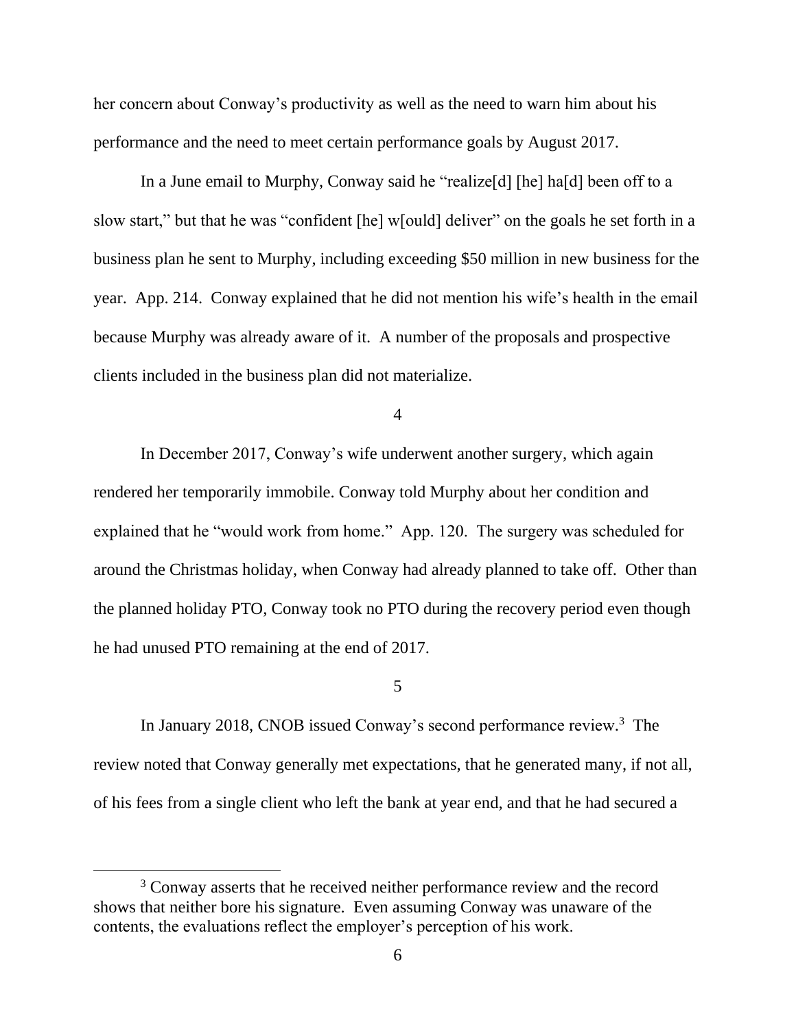her concern about Conway's productivity as well as the need to warn him about his performance and the need to meet certain performance goals by August 2017.

In a June email to Murphy, Conway said he "realize[d] [he] ha[d] been off to a slow start," but that he was "confident [he] w[ould] deliver" on the goals he set forth in a business plan he sent to Murphy, including exceeding $50 million in new business for the year. App. 214. Conway explained that he did not mention his wife's health in the email because Murphy was already aware of it. A number of the proposals and prospective clients included in the business plan did not materialize.

4

In December 2017, Conway's wife underwent another surgery, which again rendered her temporarily immobile. Conway told Murphy about her condition and explained that he "would work from home." App. 120. The surgery was scheduled for around the Christmas holiday, when Conway had already planned to take off. Other than the planned holiday PTO, Conway took no PTO during the recovery period even though he had unused PTO remaining at the end of 2017.

5

In January 2018, CNOB issued Conway's second performance review.[3] The review noted that Conway generally met expectations, that he generated many, if not all, of his fees from a single client who left the bank at year end, and that he had secured a

[3] Conway asserts that he received neither performance review and the record shows that neither bore his signature. Even assuming Conway was unaware of the contents, the evaluations reflect the employer's perception of his work.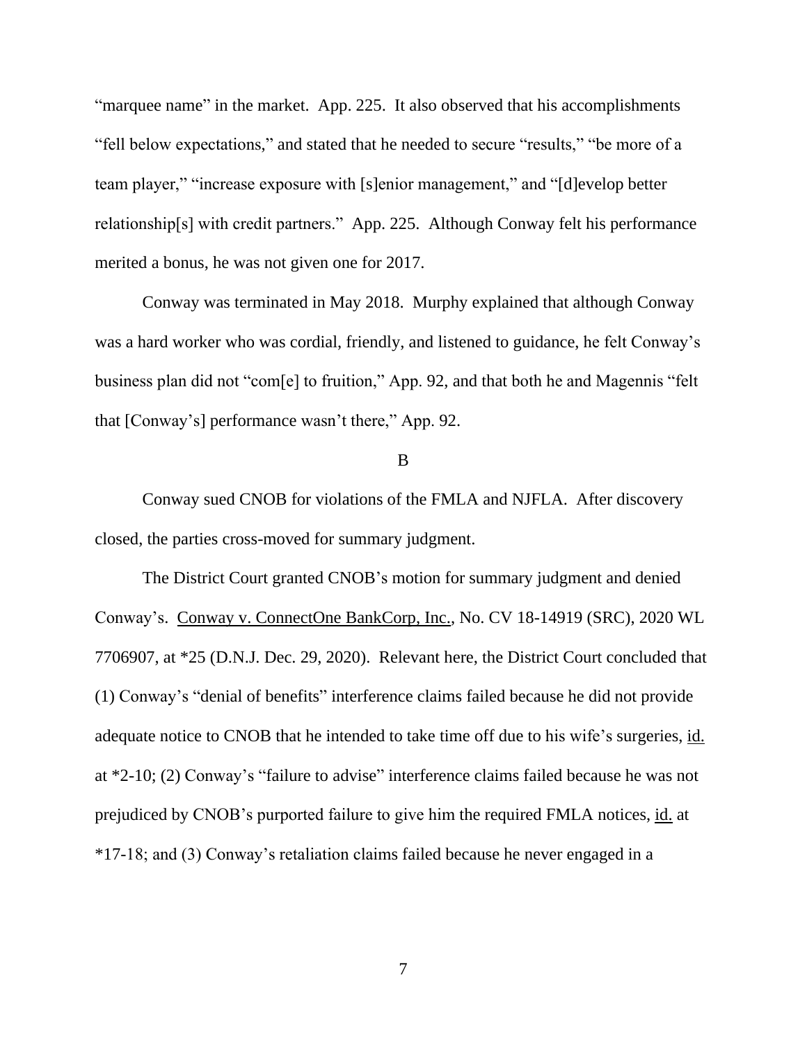"marquee name" in the market. App. 225. It also observed that his accomplishments "fell below expectations," and stated that he needed to secure "results," "be more of a team player," "increase exposure with [s]enior management," and "[d]evelop better relationship[s] with credit partners." App. 225. Although Conway felt his performance merited a bonus, he was not given one for 2017.

Conway was terminated in May 2018. Murphy explained that although Conway was a hard worker who was cordial, friendly, and listened to guidance, he felt Conway's business plan did not "com[e] to fruition," App. 92, and that both he and Magennis "felt that [Conway's] performance wasn't there," App. 92.

## B

Conway sued CNOB for violations of the FMLA and NJFLA. After discovery closed, the parties cross-moved for summary judgment.

The District Court granted CNOB's motion for summary judgment and denied Conway's. Conway v. ConnectOne BankCorp, Inc., No. CV 18-14919 (SRC), 2020 WL 7706907, at *25 (D.N.J. Dec. 29, 2020). Relevant here, the District Court concluded that (1) Conway's "denial of benefits" interference claims failed because he did not provide adequate notice to CNOB that he intended to take time off due to his wife's surgeries, id. at *2-10; (2) Conway's "failure to advise" interference claims failed because he was not prejudiced by CNOB's purported failure to give him the required FMLA notices, id. at *17-18; and (3) Conway's retaliation claims failed because he never engaged in a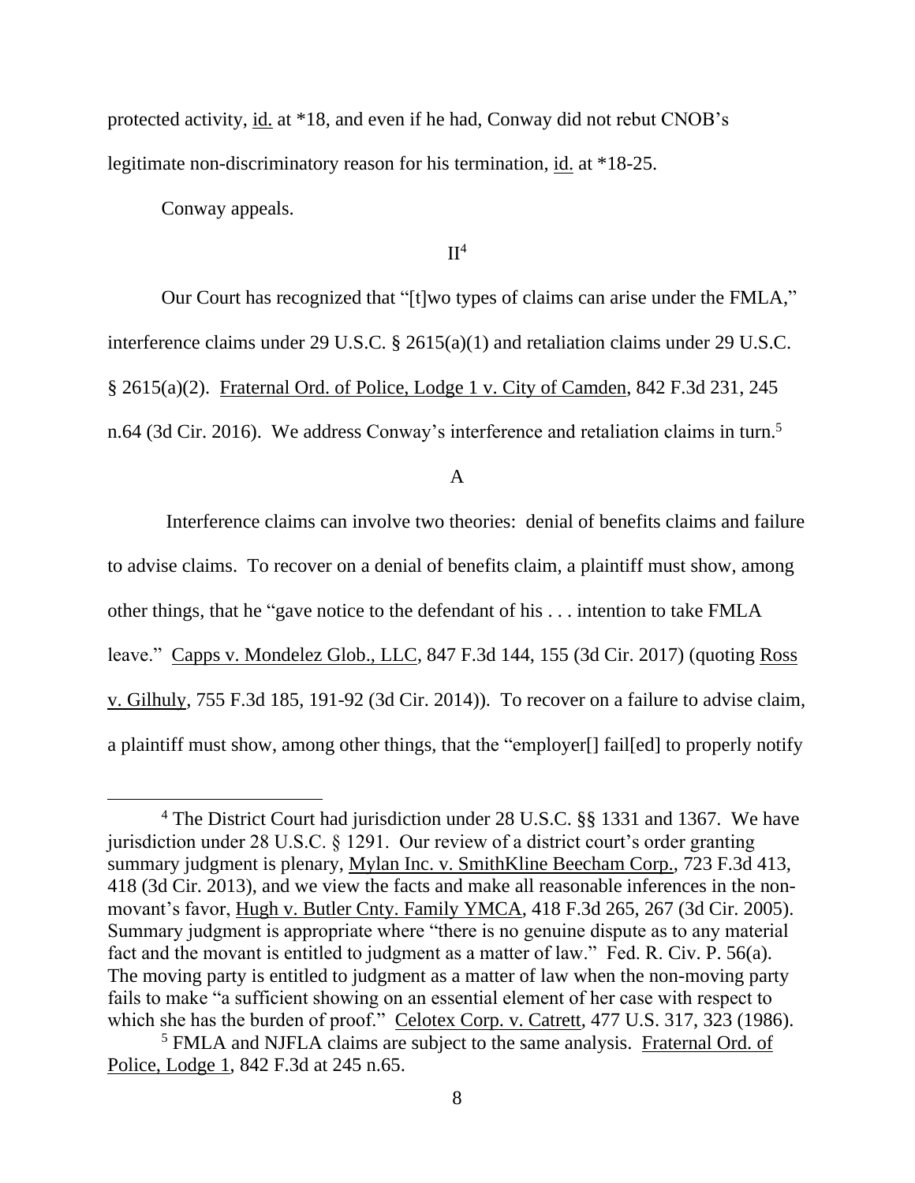protected activity, id. at *18, and even if he had, Conway did not rebut CNOB's legitimate non-discriminatory reason for his termination, id. at *18-25.

Conway appeals.

## II[4]

Our Court has recognized that "[t]wo types of claims can arise under the FMLA," interference claims under 29 U.S.C. § 2615(a)(1) and retaliation claims under 29 U.S.C. § 2615(a)(2). Fraternal Ord. of Police, Lodge 1 v. City of Camden, 842 F.3d 231, 245 n.64 (3d Cir. 2016). We address Conway's interference and retaliation claims in turn.[5]

### A

Interference claims can involve two theories: denial of benefits claims and failure to advise claims. To recover on a denial of benefits claim, a plaintiff must show, among other things, that he "gave notice to the defendant of his . . . intention to take FMLA leave." Capps v. Mondelez Glob., LLC, 847 F.3d 144, 155 (3d Cir. 2017) (quoting Ross v. Gilhuly, 755 F.3d 185, 191-92 (3d Cir. 2014)). To recover on a failure to advise claim, a plaintiff must show, among other things, that the "employer[] fail[ed] to properly notify

---

[4] The District Court had jurisdiction under 28 U.S.C. §§ 1331 and 1367. We have jurisdiction under 28 U.S.C. § 1291. Our review of a district court's order granting summary judgment is plenary, Mylan Inc. v. SmithKline Beecham Corp., 723 F.3d 413, 418 (3d Cir. 2013), and we view the facts and make all reasonable inferences in the non-movant's favor, Hugh v. Butler Cnty. Family YMCA, 418 F.3d 265, 267 (3d Cir. 2005). Summary judgment is appropriate where "there is no genuine dispute as to any material fact and the movant is entitled to judgment as a matter of law." Fed. R. Civ. P. 56(a). The moving party is entitled to judgment as a matter of law when the non-moving party fails to make "a sufficient showing on an essential element of her case with respect to which she has the burden of proof." Celotex Corp. v. Catrett, 477 U.S. 317, 323 (1986).

[5] FMLA and NJFLA claims are subject to the same analysis. Fraternal Ord. of Police, Lodge 1, 842 F.3d at 245 n.65.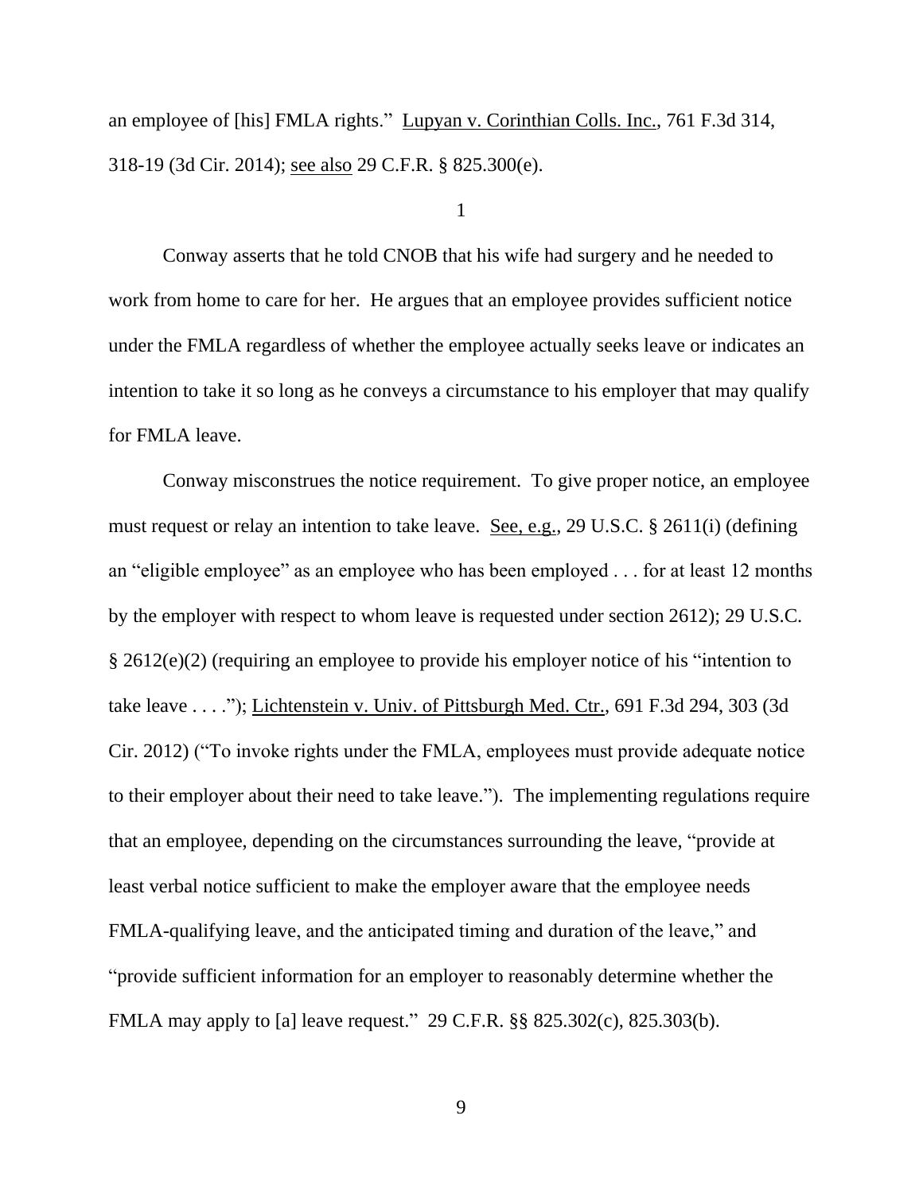an employee of [his] FMLA rights." Lupyan v. Corinthian Colls. Inc., 761 F.3d 314, 318-19 (3d Cir. 2014); see also 29 C.F.R. § 825.300(e).

1

Conway asserts that he told CNOB that his wife had surgery and he needed to work from home to care for her. He argues that an employee provides sufficient notice under the FMLA regardless of whether the employee actually seeks leave or indicates an intention to take it so long as he conveys a circumstance to his employer that may qualify for FMLA leave.

Conway misconstrues the notice requirement. To give proper notice, an employee must request or relay an intention to take leave. See, e.g., 29 U.S.C. § 2611(i) (defining an "eligible employee" as an employee who has been employed . . . for at least 12 months by the employer with respect to whom leave is requested under section 2612); 29 U.S.C. § 2612(e)(2) (requiring an employee to provide his employer notice of his "intention to take leave . . . ."); Lichtenstein v. Univ. of Pittsburgh Med. Ctr., 691 F.3d 294, 303 (3d Cir. 2012) ("To invoke rights under the FMLA, employees must provide adequate notice to their employer about their need to take leave."). The implementing regulations require that an employee, depending on the circumstances surrounding the leave, "provide at least verbal notice sufficient to make the employer aware that the employee needs FMLA-qualifying leave, and the anticipated timing and duration of the leave," and "provide sufficient information for an employer to reasonably determine whether the FMLA may apply to [a] leave request." 29 C.F.R. §§ 825.302(c), 825.303(b).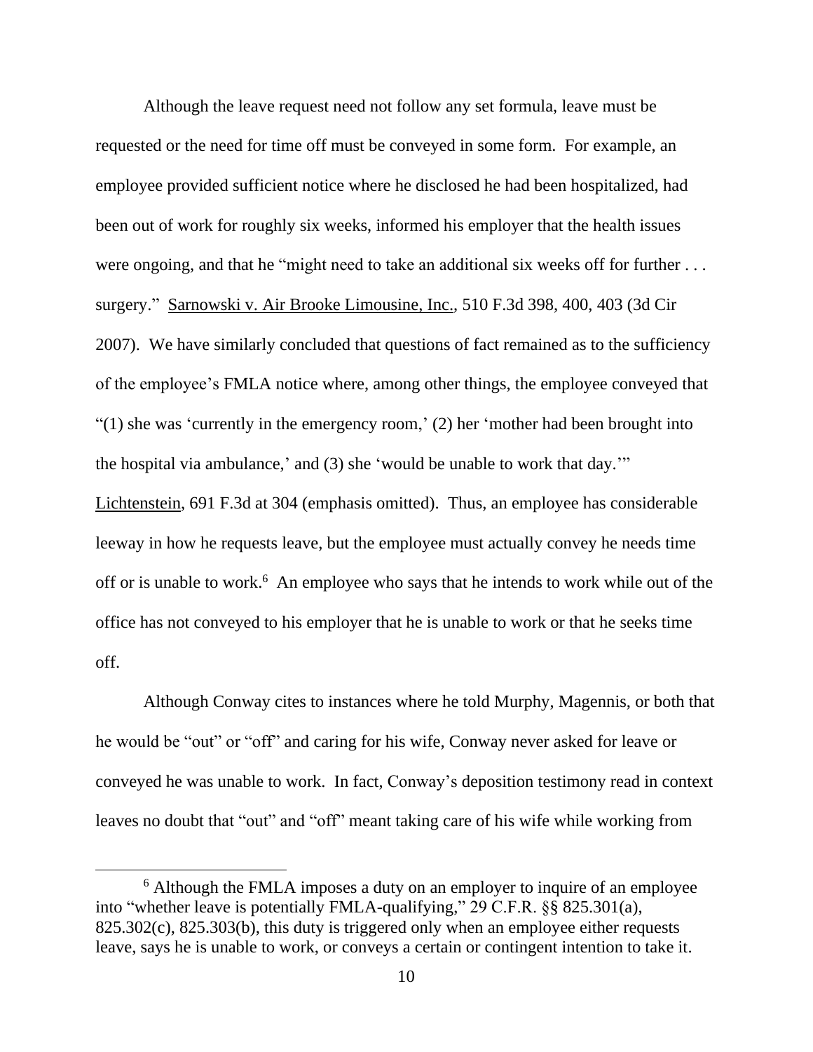Although the leave request need not follow any set formula, leave must be requested or the need for time off must be conveyed in some form. For example, an employee provided sufficient notice where he disclosed he had been hospitalized, had been out of work for roughly six weeks, informed his employer that the health issues were ongoing, and that he "might need to take an additional six weeks off for further . . . surgery." Sarnowski v. Air Brooke Limousine, Inc., 510 F.3d 398, 400, 403 (3d Cir 2007). We have similarly concluded that questions of fact remained as to the sufficiency of the employee's FMLA notice where, among other things, the employee conveyed that "(1) she was 'currently in the emergency room,' (2) her 'mother had been brought into the hospital via ambulance,' and (3) she 'would be unable to work that day.'" Lichtenstein, 691 F.3d at 304 (emphasis omitted). Thus, an employee has considerable leeway in how he requests leave, but the employee must actually convey he needs time off or is unable to work.[6] An employee who says that he intends to work while out of the office has not conveyed to his employer that he is unable to work or that he seeks time off.

Although Conway cites to instances where he told Murphy, Magennis, or both that he would be "out" or "off" and caring for his wife, Conway never asked for leave or conveyed he was unable to work. In fact, Conway's deposition testimony read in context leaves no doubt that "out" and "off" meant taking care of his wife while working from

[6] Although the FMLA imposes a duty on an employer to inquire of an employee into "whether leave is potentially FMLA-qualifying," 29 C.F.R. §§ 825.301(a), 825.302(c), 825.303(b), this duty is triggered only when an employee either requests leave, says he is unable to work, or conveys a certain or contingent intention to take it.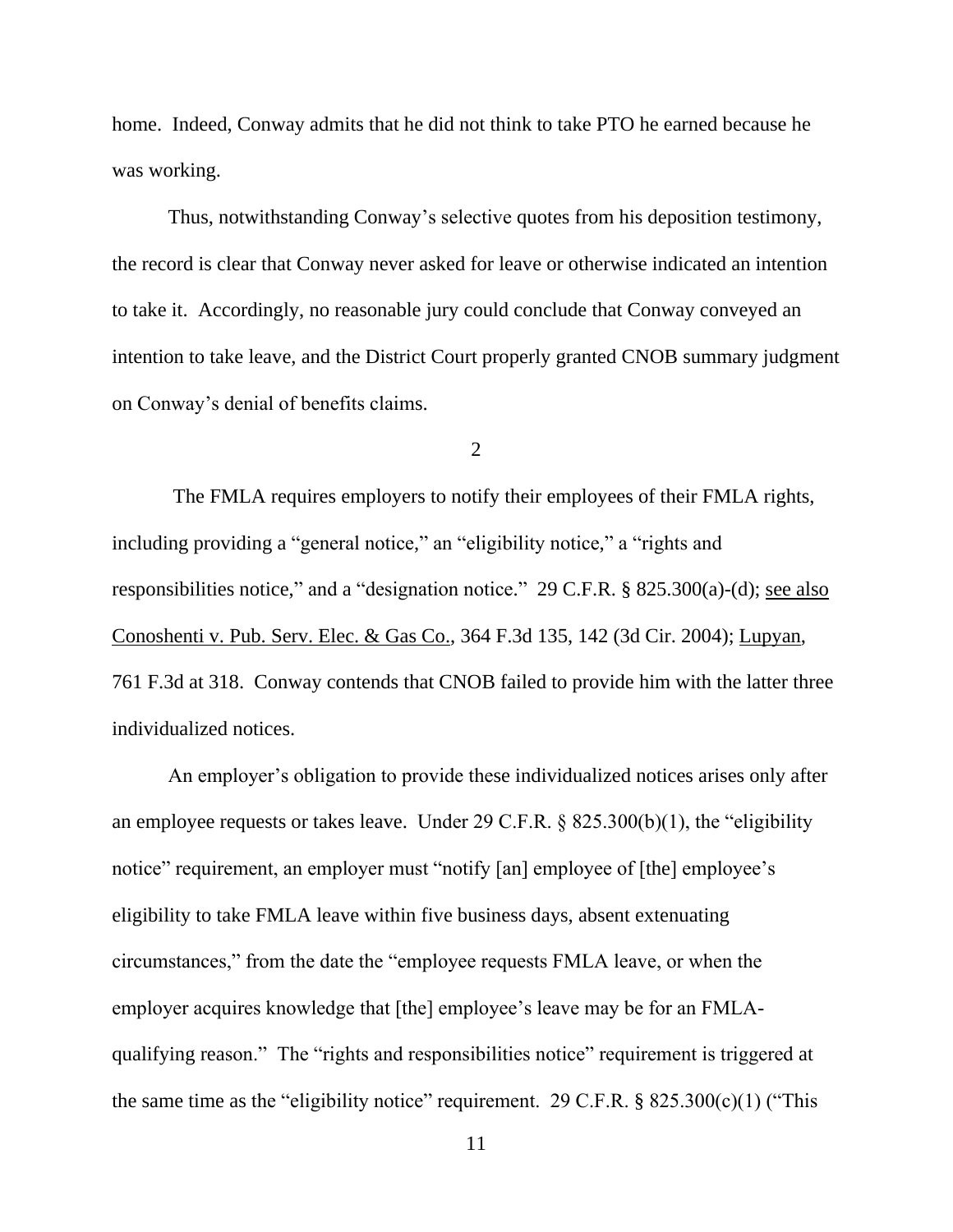home. Indeed, Conway admits that he did not think to take PTO he earned because he was working.

Thus, notwithstanding Conway's selective quotes from his deposition testimony, the record is clear that Conway never asked for leave or otherwise indicated an intention to take it. Accordingly, no reasonable jury could conclude that Conway conveyed an intention to take leave, and the District Court properly granted CNOB summary judgment on Conway's denial of benefits claims.

2

The FMLA requires employers to notify their employees of their FMLA rights, including providing a "general notice," an "eligibility notice," a "rights and responsibilities notice," and a "designation notice." 29 C.F.R. § 825.300(a)-(d); see also Conoshenti v. Pub. Serv. Elec. & Gas Co., 364 F.3d 135, 142 (3d Cir. 2004); Lupyan, 761 F.3d at 318. Conway contends that CNOB failed to provide him with the latter three individualized notices.

An employer's obligation to provide these individualized notices arises only after an employee requests or takes leave. Under 29 C.F.R. § 825.300(b)(1), the "eligibility notice" requirement, an employer must "notify [an] employee of [the] employee's eligibility to take FMLA leave within five business days, absent extenuating circumstances," from the date the "employee requests FMLA leave, or when the employer acquires knowledge that [the] employee's leave may be for an FMLA-qualifying reason." The "rights and responsibilities notice" requirement is triggered at the same time as the "eligibility notice" requirement. 29 C.F.R. § 825.300(c)(1) ("This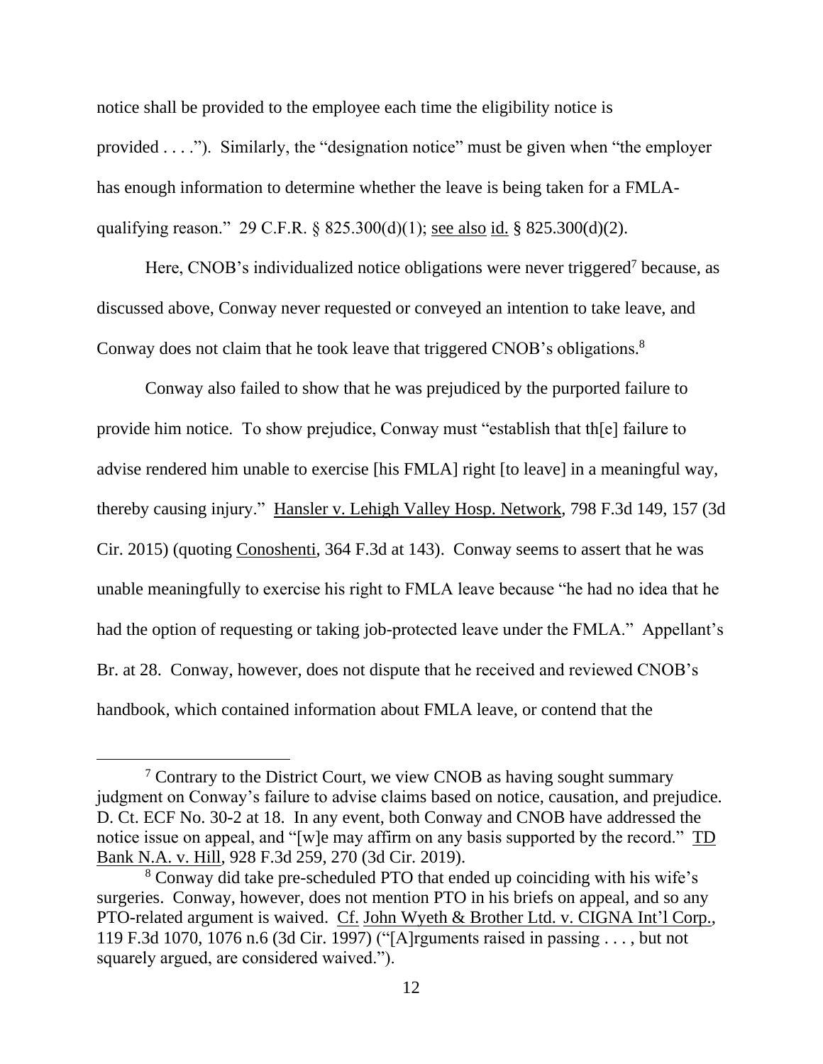notice shall be provided to the employee each time the eligibility notice is provided . . . ."). Similarly, the "designation notice" must be given when "the employer has enough information to determine whether the leave is being taken for a FMLA-qualifying reason." 29 C.F.R. § 825.300(d)(1); see also id. § 825.300(d)(2).

Here, CNOB's individualized notice obligations were never triggered[7] because, as discussed above, Conway never requested or conveyed an intention to take leave, and Conway does not claim that he took leave that triggered CNOB's obligations.[8]

Conway also failed to show that he was prejudiced by the purported failure to provide him notice. To show prejudice, Conway must "establish that th[e] failure to advise rendered him unable to exercise [his FMLA] right [to leave] in a meaningful way, thereby causing injury." Hansler v. Lehigh Valley Hosp. Network, 798 F.3d 149, 157 (3d Cir. 2015) (quoting Conoshenti, 364 F.3d at 143). Conway seems to assert that he was unable meaningfully to exercise his right to FMLA leave because "he had no idea that he had the option of requesting or taking job-protected leave under the FMLA." Appellant's Br. at 28. Conway, however, does not dispute that he received and reviewed CNOB's handbook, which contained information about FMLA leave, or contend that the

---

[7] Contrary to the District Court, we view CNOB as having sought summary judgment on Conway's failure to advise claims based on notice, causation, and prejudice. D. Ct. ECF No. 30-2 at 18. In any event, both Conway and CNOB have addressed the notice issue on appeal, and "[w]e may affirm on any basis supported by the record." TD Bank N.A. v. Hill, 928 F.3d 259, 270 (3d Cir. 2019).

[8] Conway did take pre-scheduled PTO that ended up coinciding with his wife's surgeries. Conway, however, does not mention PTO in his briefs on appeal, and so any PTO-related argument is waived. Cf. John Wyeth & Brother Ltd. v. CIGNA Int'l Corp., 119 F.3d 1070, 1076 n.6 (3d Cir. 1997) ("[A]rguments raised in passing . . . , but not squarely argued, are considered waived.").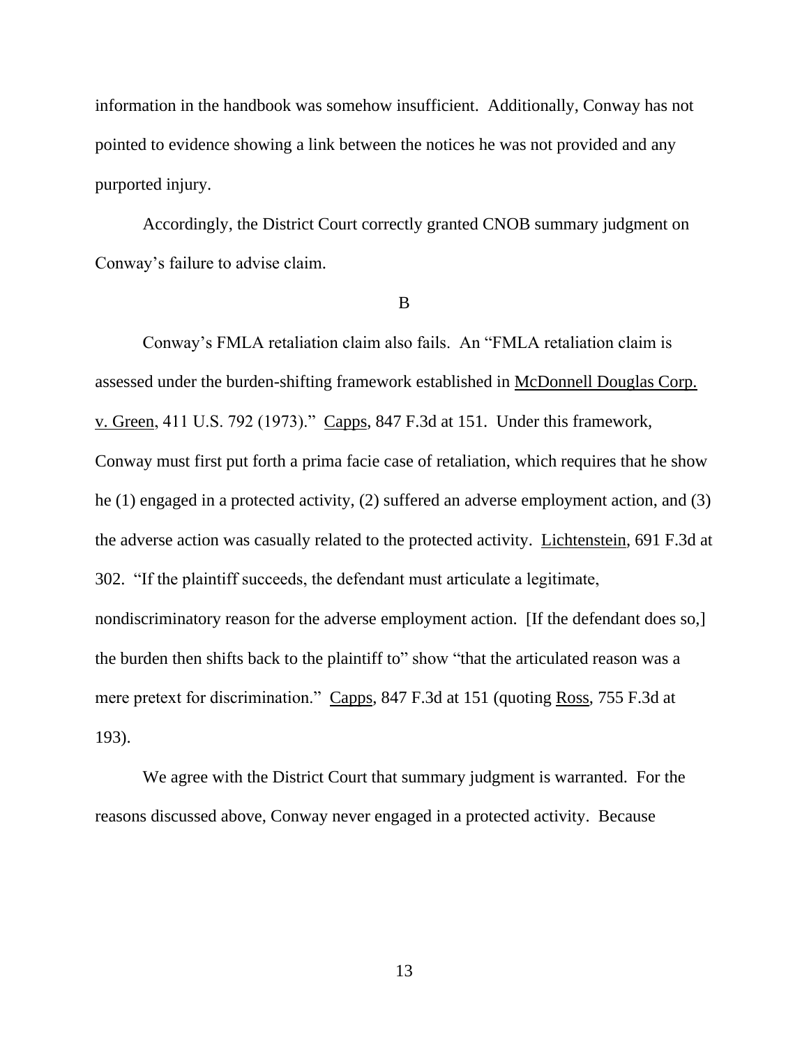information in the handbook was somehow insufficient. Additionally, Conway has not pointed to evidence showing a link between the notices he was not provided and any purported injury.

Accordingly, the District Court correctly granted CNOB summary judgment on Conway's failure to advise claim.

B

Conway's FMLA retaliation claim also fails. An "FMLA retaliation claim is assessed under the burden-shifting framework established in McDonnell Douglas Corp. v. Green, 411 U.S. 792 (1973)." Capps, 847 F.3d at 151. Under this framework, Conway must first put forth a prima facie case of retaliation, which requires that he show he (1) engaged in a protected activity, (2) suffered an adverse employment action, and (3) the adverse action was casually related to the protected activity. Lichtenstein, 691 F.3d at 302. "If the plaintiff succeeds, the defendant must articulate a legitimate, nondiscriminatory reason for the adverse employment action. [If the defendant does so,] the burden then shifts back to the plaintiff to" show "that the articulated reason was a mere pretext for discrimination." Capps, 847 F.3d at 151 (quoting Ross, 755 F.3d at 193).

We agree with the District Court that summary judgment is warranted. For the reasons discussed above, Conway never engaged in a protected activity. Because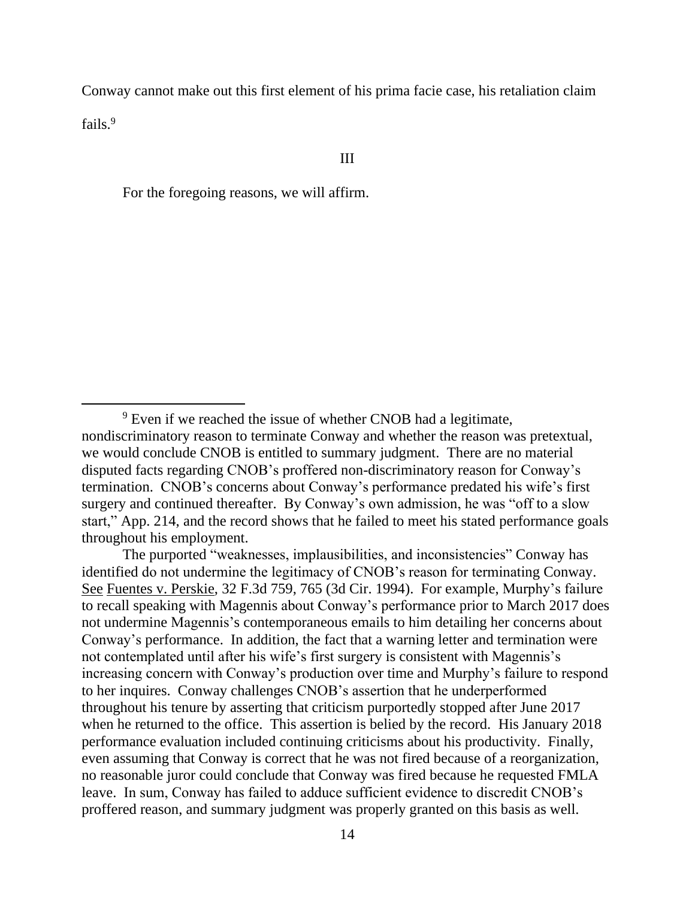Conway cannot make out this first element of his prima facie case, his retaliation claim fails.[9]

III

For the foregoing reasons, we will affirm.

---

[9] Even if we reached the issue of whether CNOB had a legitimate, nondiscriminatory reason to terminate Conway and whether the reason was pretextual, we would conclude CNOB is entitled to summary judgment. There are no material disputed facts regarding CNOB's proffered non-discriminatory reason for Conway's termination. CNOB's concerns about Conway's performance predated his wife's first surgery and continued thereafter. By Conway's own admission, he was "off to a slow start," App. 214, and the record shows that he failed to meet his stated performance goals throughout his employment.

The purported "weaknesses, implausibilities, and inconsistencies" Conway has identified do not undermine the legitimacy of CNOB's reason for terminating Conway. See Fuentes v. Perskie, 32 F.3d 759, 765 (3d Cir. 1994). For example, Murphy's failure to recall speaking with Magennis about Conway's performance prior to March 2017 does not undermine Magennis's contemporaneous emails to him detailing her concerns about Conway's performance. In addition, the fact that a warning letter and termination were not contemplated until after his wife's first surgery is consistent with Magennis's increasing concern with Conway's production over time and Murphy's failure to respond to her inquires. Conway challenges CNOB's assertion that he underperformed throughout his tenure by asserting that criticism purportedly stopped after June 2017 when he returned to the office. This assertion is belied by the record. His January 2018 performance evaluation included continuing criticisms about his productivity. Finally, even assuming that Conway is correct that he was not fired because of a reorganization, no reasonable juror could conclude that Conway was fired because he requested FMLA leave. In sum, Conway has failed to adduce sufficient evidence to discredit CNOB's proffered reason, and summary judgment was properly granted on this basis as well.